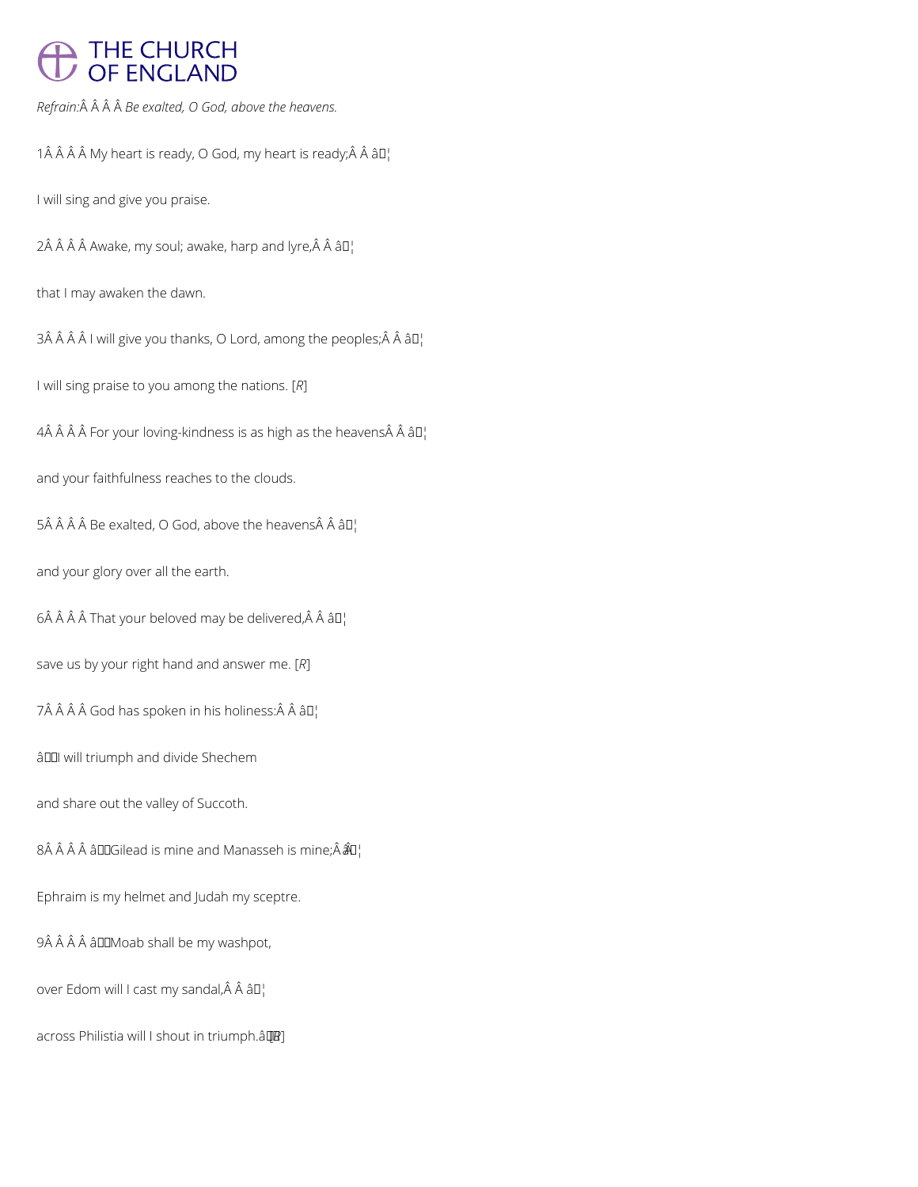# THE CHURCH OF ENGLAND

*Refrain:* *Be exalted, O God, above the heavens.*

1 My heart is ready, O God, my heart is ready; …

I will sing and give you praise.

2 Awake, my soul; awake, harp and lyre, …

that I may awaken the dawn.

3 I will give you thanks, O Lord, among the peoples; …

I will sing praise to you among the nations. [*R*]

4 For your loving-kindness is as high as the heavens …

and your faithfulness reaches to the clouds.

5 Be exalted, O God, above the heavens …

and your glory over all the earth.

6 That your beloved may be delivered, …

save us by your right hand and answer me. [*R*]

7 God has spoken in his holiness: …

‘I will triumph and divide Shechem

and share out the valley of Succoth.

8 ‘Gilead is mine and Manasseh is mine; …

Ephraim is my helmet and Judah my sceptre.

9 ‘Moab shall be my washpot,

over Edom will I cast my sandal, …

across Philistia will I shout in triumph.’ [*R*]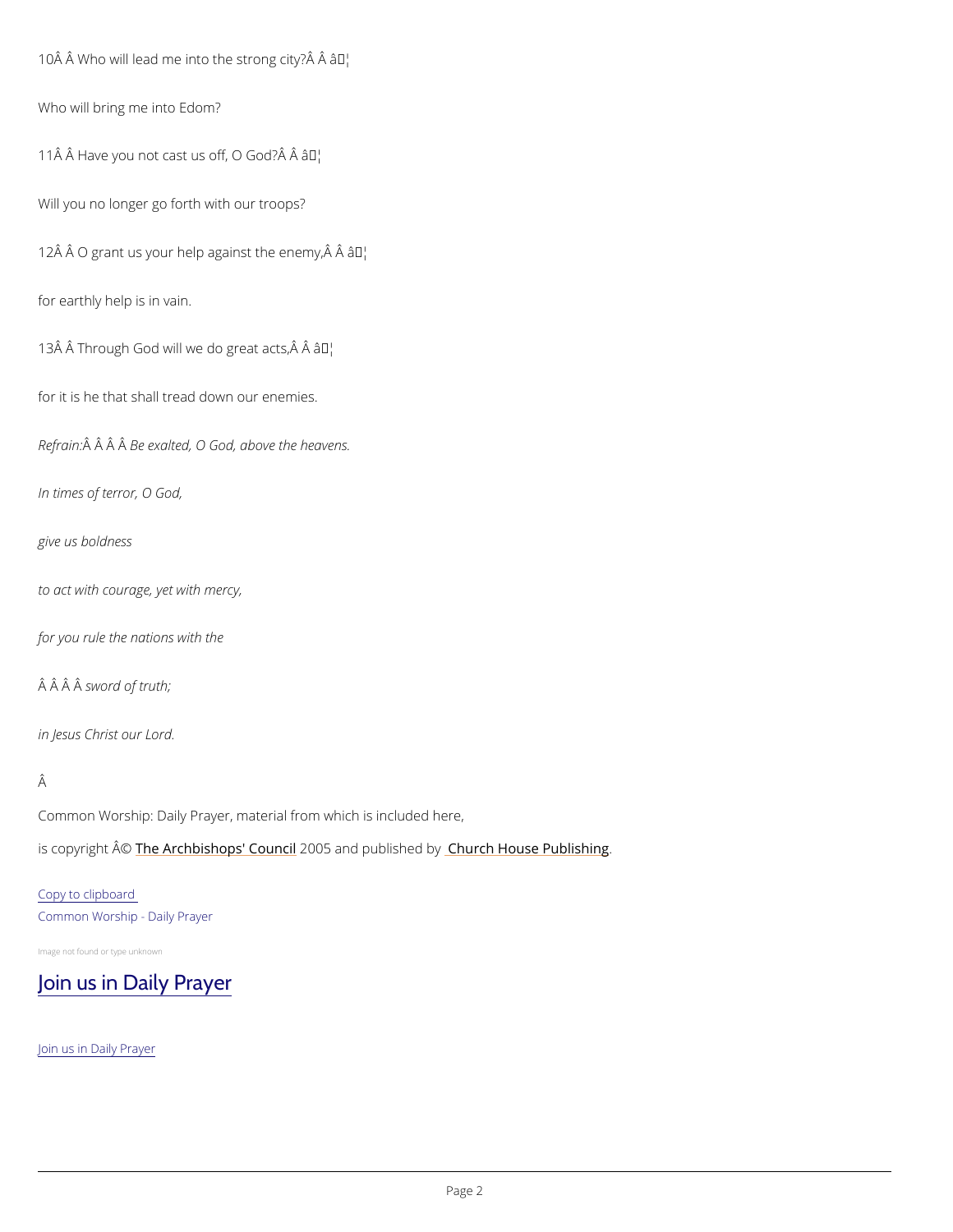10Â Â Who will lead me into the strong city?Â Â â¦

Who will bring me into Edom?

11Â Â Have you not cast us off, O God?Â Â â¦

Will you no longer go forth with our troops?

12Â Â O grant us your help against the enemy,Â Â â¦

for earthly help is in vain.

13Â Â Through God will we do great acts,Â Â â¦

for it is he that shall tread down our enemies.

*Refrain:Â Â Â Â Be exalted, O God, above the heavens.*

*In times of terror, O God,*

*give us boldness*

*to act with courage, yet with mercy,*

*for you rule the nations with the*

*Â Â Â Â sword of truth;*

*in Jesus Christ our Lord.*

Â

Common Worship: Daily Prayer, material from which is included here,

is copyright Â© [The Archbishops' Council](#) 2005 and published by [Church House Publishing](#).

[Copy to clipboard](#)

[Common Worship - Daily Prayer](#)

Image not found or type unknown

## [Join us in Daily Prayer](#)

[Join us in Daily Prayer](#)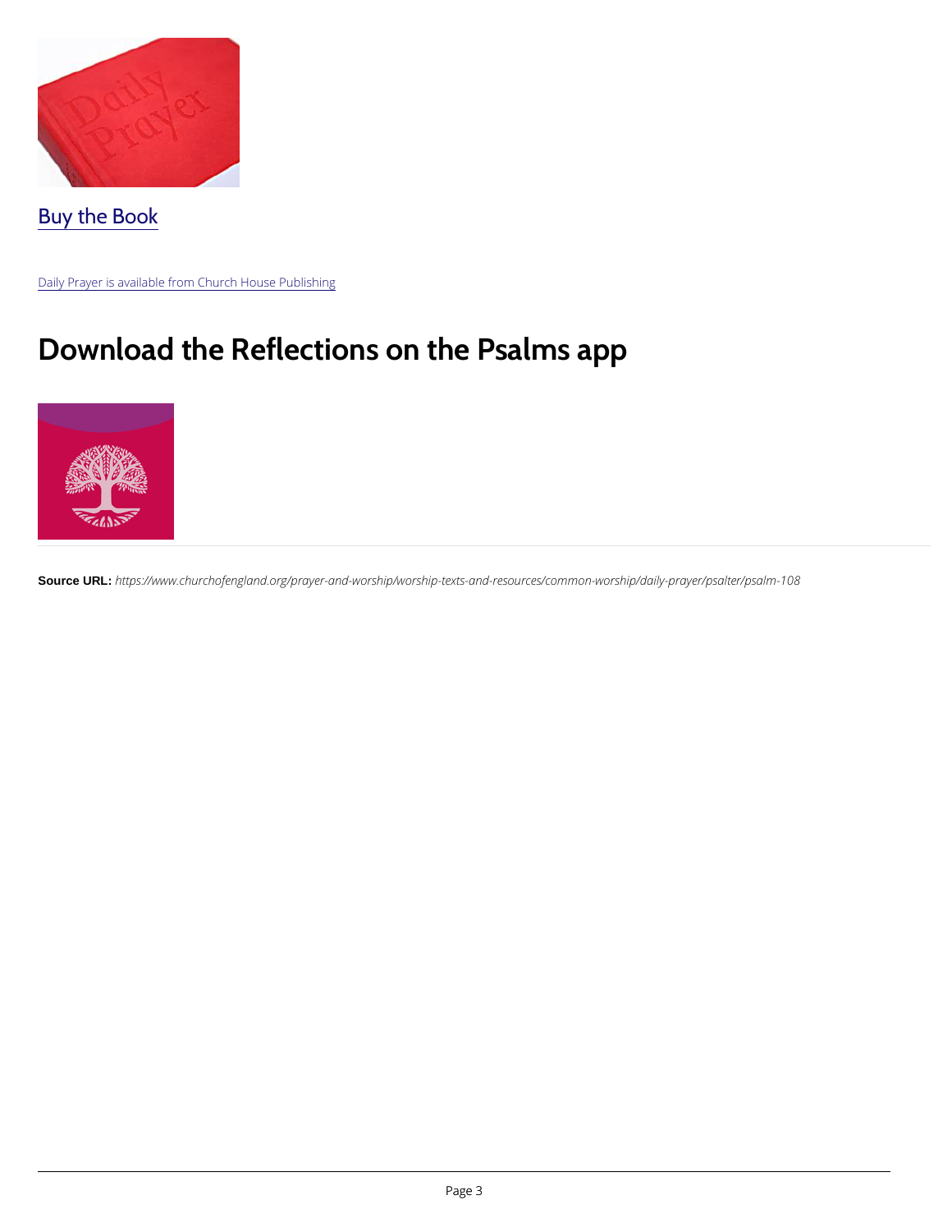[Buy the Book]

[Daily Prayer is available from Church House Publishing]

# Download the Reflections on the Psalms app

**Source URL:** *https://www.churchofengland.org/prayer-and-worship/worship-texts-and-resources/common-worship/daily-prayer/psalter/psalm-108*